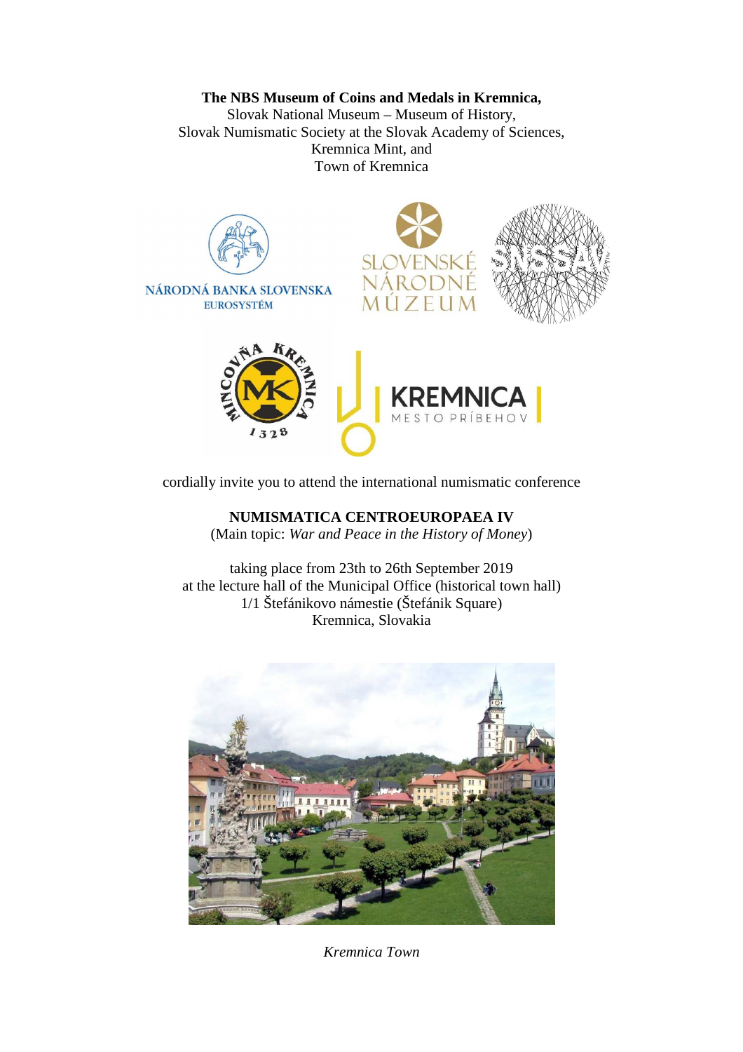**The NBS Museum of Coins and Medals in Kremnica,**
Slovak National Museum – Museum of History,
Slovak Numismatic Society at the Slovak Academy of Sciences,
Kremnica Mint, and
Town of Kremnica

cordially invite you to attend the international numismatic conference

**NUMISMATICA CENTROEUROPAEA IV**
(Main topic: *War and Peace in the History of Money*)

taking place from 23th to 26th September 2019
at the lecture hall of the Municipal Office (historical town hall)
1/1 Štefánikovo námestie (Štefánik Square)
Kremnica, Slovakia

*Kremnica Town*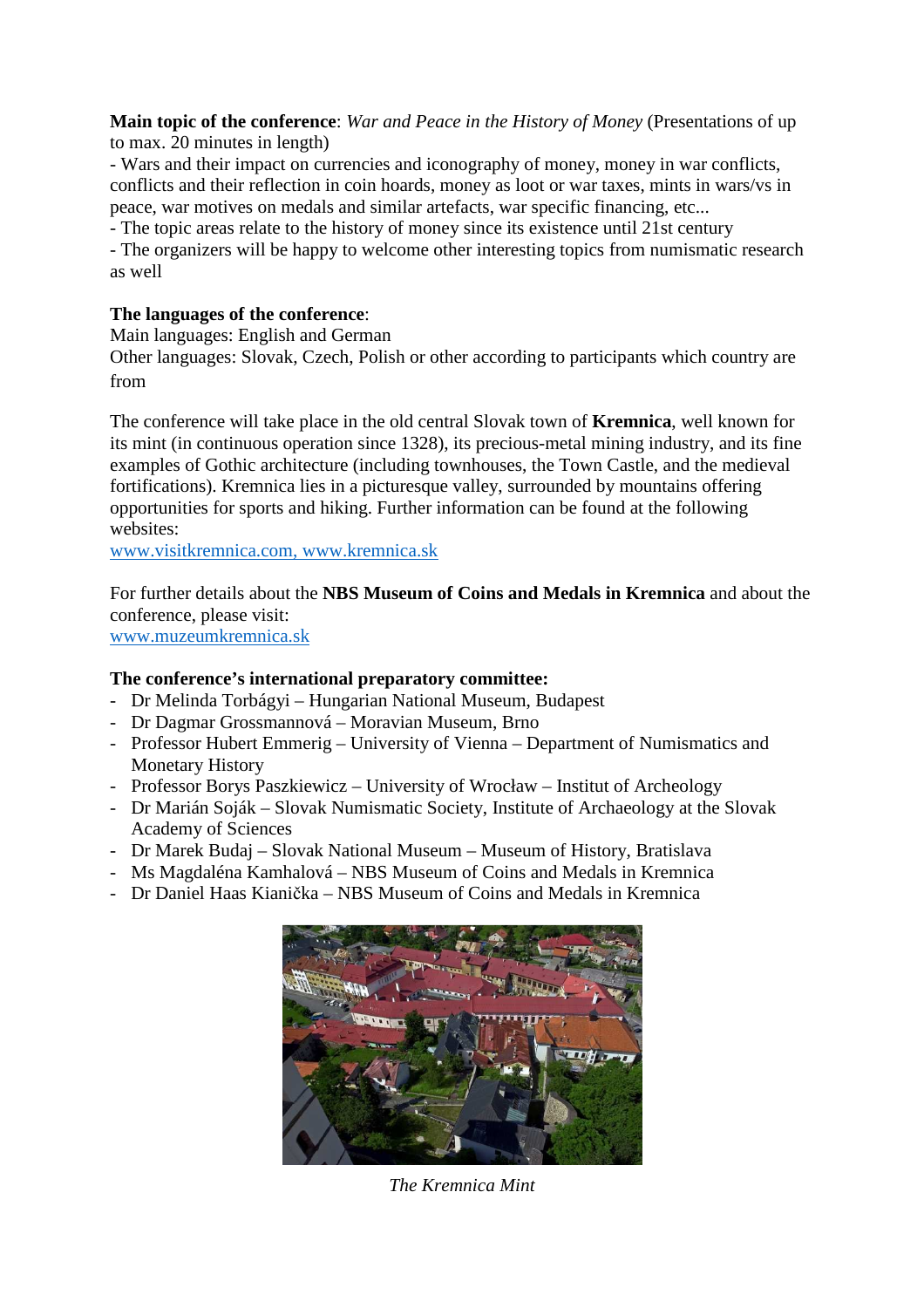**Main topic of the conference**: *War and Peace in the History of Money* (Presentations of up to max. 20 minutes in length)

- Wars and their impact on currencies and iconography of money, money in war conflicts, conflicts and their reflection in coin hoards, money as loot or war taxes, mints in wars/vs in peace, war motives on medals and similar artefacts, war specific financing, etc...
- The topic areas relate to the history of money since its existence until 21st century
- The organizers will be happy to welcome other interesting topics from numismatic research as well

**The languages of the conference**:

Main languages: English and German

Other languages: Slovak, Czech, Polish or other according to participants which country are from

The conference will take place in the old central Slovak town of **Kremnica**, well known for its mint (in continuous operation since 1328), its precious-metal mining industry, and its fine examples of Gothic architecture (including townhouses, the Town Castle, and the medieval fortifications). Kremnica lies in a picturesque valley, surrounded by mountains offering opportunities for sports and hiking. Further information can be found at the following websites:

www.visitkremnica.com, www.kremnica.sk

For further details about the **NBS Museum of Coins and Medals in Kremnica** and about the conference, please visit:

www.muzeumkremnica.sk

**The conference's international preparatory committee:**

- Dr Melinda Torbágyi – Hungarian National Museum, Budapest
- Dr Dagmar Grossmannová – Moravian Museum, Brno
- Professor Hubert Emmerig – University of Vienna – Department of Numismatics and Monetary History
- Professor Borys Paszkiewicz – University of Wrocław – Institut of Archeology
- Dr Marián Soják – Slovak Numismatic Society, Institute of Archaeology at the Slovak Academy of Sciences
- Dr Marek Budaj – Slovak National Museum – Museum of History, Bratislava
- Ms Magdaléna Kamhalová – NBS Museum of Coins and Medals in Kremnica
- Dr Daniel Haas Kianička – NBS Museum of Coins and Medals in Kremnica

*The Kremnica Mint*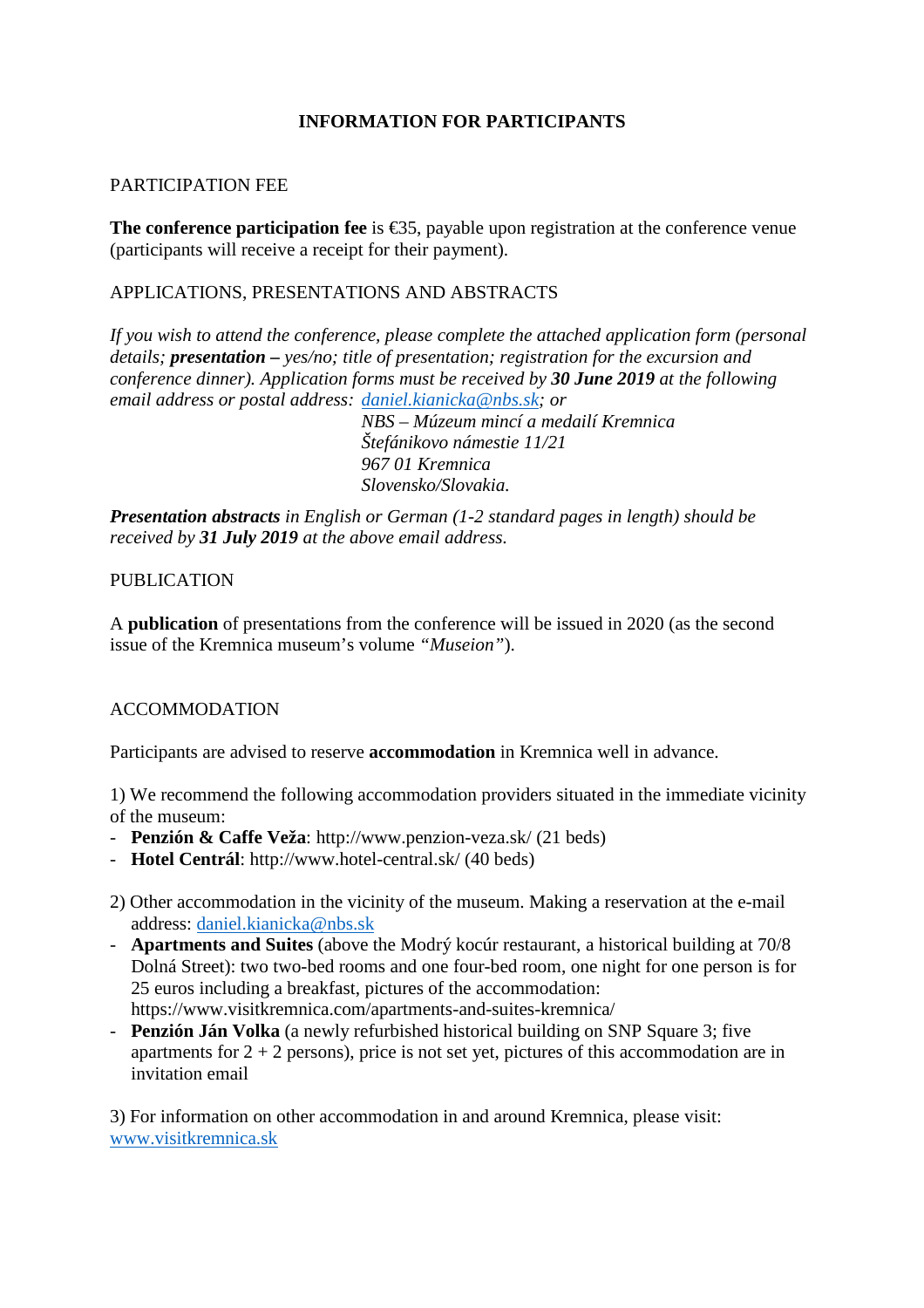# INFORMATION FOR PARTICIPANTS

## PARTICIPATION FEE

**The conference participation fee** is €35, payable upon registration at the conference venue (participants will receive a receipt for their payment).

## APPLICATIONS, PRESENTATIONS AND ABSTRACTS

*If you wish to attend the conference, please complete the attached application form (personal details; **presentation** – yes/no; title of presentation; registration for the excursion and conference dinner). Application forms must be received by **30 June 2019** at the following email address or postal address: [daniel.kianicka@nbs.sk](mailto:daniel.kianicka@nbs.sk); or*

*NBS – Múzeum mincí a medailí Kremnica*
*Štefánikovo námestie 11/21*
*967 01 Kremnica*
*Slovensko/Slovakia.*

***Presentation abstracts** in English or German (1-2 standard pages in length) should be received by **31 July 2019** at the above email address.*

## PUBLICATION

A **publication** of presentations from the conference will be issued in 2020 (as the second issue of the Kremnica museum's volume *"Museion"*).

## ACCOMMODATION

Participants are advised to reserve **accommodation** in Kremnica well in advance.

1) We recommend the following accommodation providers situated in the immediate vicinity of the museum:

- **Penzión & Caffe Veža**: http://www.penzion-veza.sk/ (21 beds)
- **Hotel Centrál**: http://www.hotel-central.sk/ (40 beds)

2) Other accommodation in the vicinity of the museum. Making a reservation at the e-mail address: [daniel.kianicka@nbs.sk](mailto:daniel.kianicka@nbs.sk)

- **Apartments and Suites** (above the Modrý kocúr restaurant, a historical building at 70/8 Dolná Street): two two-bed rooms and one four-bed room, one night for one person is for 25 euros including a breakfast, pictures of the accommodation: https://www.visitkremnica.com/apartments-and-suites-kremnica/
- **Penzión Ján Volka** (a newly refurbished historical building on SNP Square 3; five apartments for 2 + 2 persons), price is not set yet, pictures of this accommodation are in invitation email

3) For information on other accommodation in and around Kremnica, please visit: [www.visitkremnica.sk](http://www.visitkremnica.sk)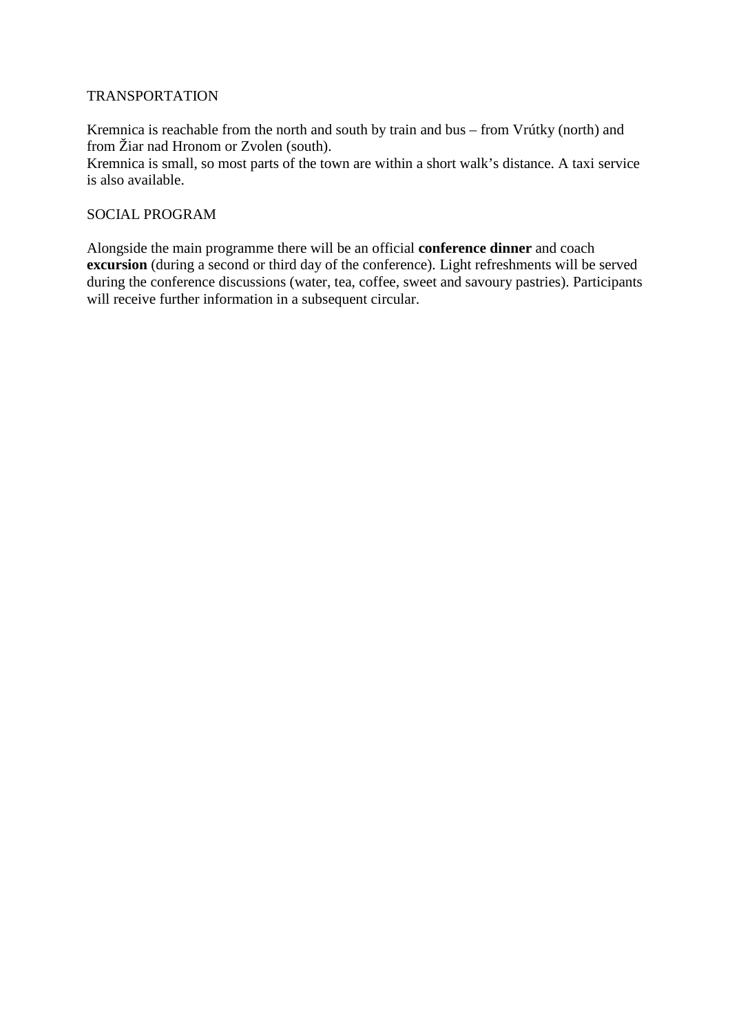## TRANSPORTATION

Kremnica is reachable from the north and south by train and bus – from Vrútky (north) and from Žiar nad Hronom or Zvolen (south).
Kremnica is small, so most parts of the town are within a short walk's distance. A taxi service is also available.

## SOCIAL PROGRAM

Alongside the main programme there will be an official **conference dinner** and coach **excursion** (during a second or third day of the conference). Light refreshments will be served during the conference discussions (water, tea, coffee, sweet and savoury pastries). Participants will receive further information in a subsequent circular.